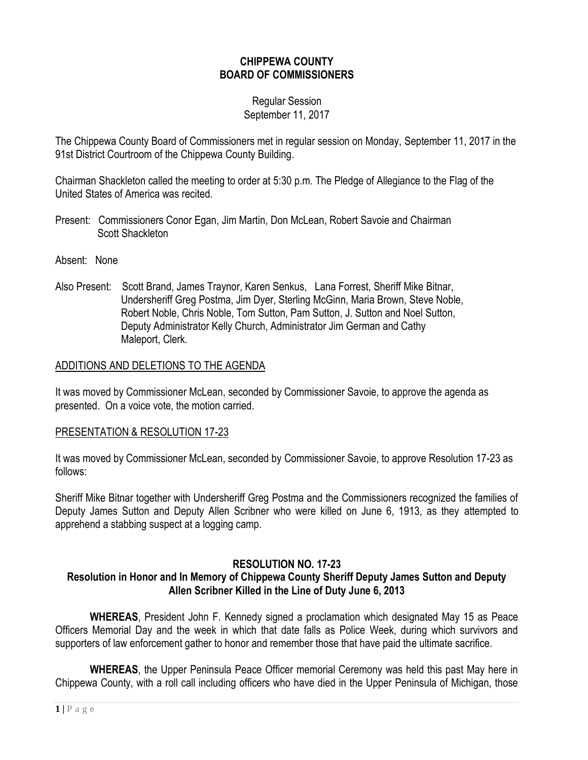# CHIPPEWA COUNTY
# BOARD OF COMMISSIONERS

Regular Session
September 11, 2017

The Chippewa County Board of Commissioners met in regular session on Monday, September 11, 2017 in the 91st District Courtroom of the Chippewa County Building.

Chairman Shackleton called the meeting to order at 5:30 p.m. The Pledge of Allegiance to the Flag of the United States of America was recited.

Present: Commissioners Conor Egan, Jim Martin, Don McLean, Robert Savoie and Chairman Scott Shackleton

Absent: None

Also Present: Scott Brand, James Traynor, Karen Senkus, Lana Forrest, Sheriff Mike Bitnar, Undersheriff Greg Postma, Jim Dyer, Sterling McGinn, Maria Brown, Steve Noble, Robert Noble, Chris Noble, Tom Sutton, Pam Sutton, J. Sutton and Noel Sutton, Deputy Administrator Kelly Church, Administrator Jim German and Cathy Maleport, Clerk.

## ADDITIONS AND DELETIONS TO THE AGENDA

It was moved by Commissioner McLean, seconded by Commissioner Savoie, to approve the agenda as presented. On a voice vote, the motion carried.

## PRESENTATION & RESOLUTION 17-23

It was moved by Commissioner McLean, seconded by Commissioner Savoie, to approve Resolution 17-23 as follows:

Sheriff Mike Bitnar together with Undersheriff Greg Postma and the Commissioners recognized the families of Deputy James Sutton and Deputy Allen Scribner who were killed on June 6, 1913, as they attempted to apprehend a stabbing suspect at a logging camp.

### RESOLUTION NO. 17-23

### Resolution in Honor and In Memory of Chippewa County Sheriff Deputy James Sutton and Deputy Allen Scribner Killed in the Line of Duty June 6, 2013

**WHEREAS**, President John F. Kennedy signed a proclamation which designated May 15 as Peace Officers Memorial Day and the week in which that date falls as Police Week, during which survivors and supporters of law enforcement gather to honor and remember those that have paid the ultimate sacrifice.

**WHEREAS**, the Upper Peninsula Peace Officer memorial Ceremony was held this past May here in Chippewa County, with a roll call including officers who have died in the Upper Peninsula of Michigan, those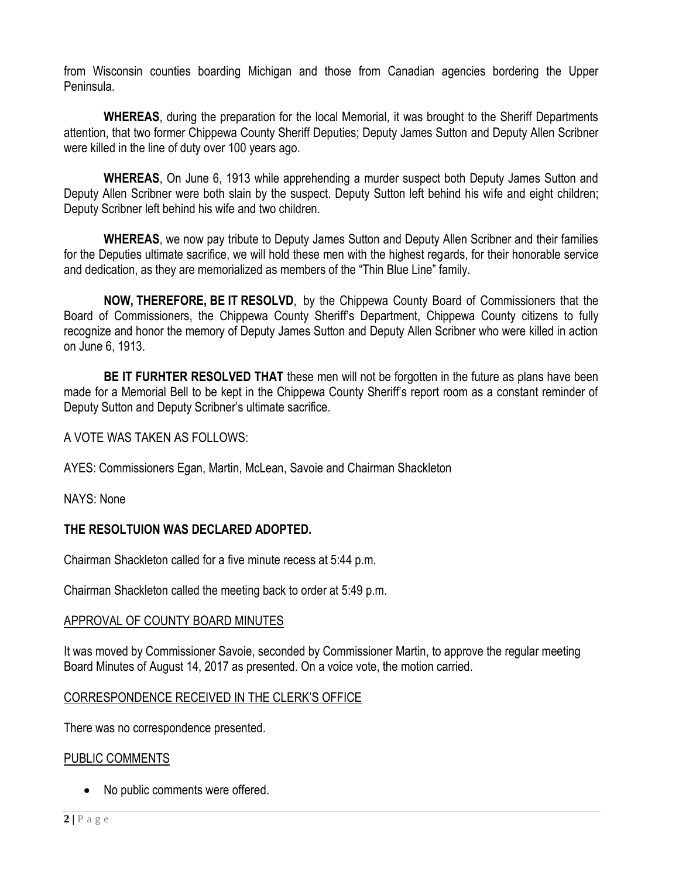from Wisconsin counties boarding Michigan and those from Canadian agencies bordering the Upper Peninsula.

**WHEREAS**, during the preparation for the local Memorial, it was brought to the Sheriff Departments attention, that two former Chippewa County Sheriff Deputies; Deputy James Sutton and Deputy Allen Scribner were killed in the line of duty over 100 years ago.

**WHEREAS**, On June 6, 1913 while apprehending a murder suspect both Deputy James Sutton and Deputy Allen Scribner were both slain by the suspect. Deputy Sutton left behind his wife and eight children; Deputy Scribner left behind his wife and two children.

**WHEREAS**, we now pay tribute to Deputy James Sutton and Deputy Allen Scribner and their families for the Deputies ultimate sacrifice, we will hold these men with the highest regards, for their honorable service and dedication, as they are memorialized as members of the "Thin Blue Line" family.

**NOW, THEREFORE, BE IT RESOLVD**, by the Chippewa County Board of Commissioners that the Board of Commissioners, the Chippewa County Sheriff's Department, Chippewa County citizens to fully recognize and honor the memory of Deputy James Sutton and Deputy Allen Scribner who were killed in action on June 6, 1913.

**BE IT FURHTER RESOLVED THAT** these men will not be forgotten in the future as plans have been made for a Memorial Bell to be kept in the Chippewa County Sheriff's report room as a constant reminder of Deputy Sutton and Deputy Scribner's ultimate sacrifice.

A VOTE WAS TAKEN AS FOLLOWS:

AYES: Commissioners Egan, Martin, McLean, Savoie and Chairman Shackleton

NAYS: None

**THE RESOLTUION WAS DECLARED ADOPTED.**

Chairman Shackleton called for a five minute recess at 5:44 p.m.

Chairman Shackleton called the meeting back to order at 5:49 p.m.

APPROVAL OF COUNTY BOARD MINUTES

It was moved by Commissioner Savoie, seconded by Commissioner Martin, to approve the regular meeting Board Minutes of August 14, 2017 as presented. On a voice vote, the motion carried.

CORRESPONDENCE RECEIVED IN THE CLERK'S OFFICE

There was no correspondence presented.

PUBLIC COMMENTS

- No public comments were offered.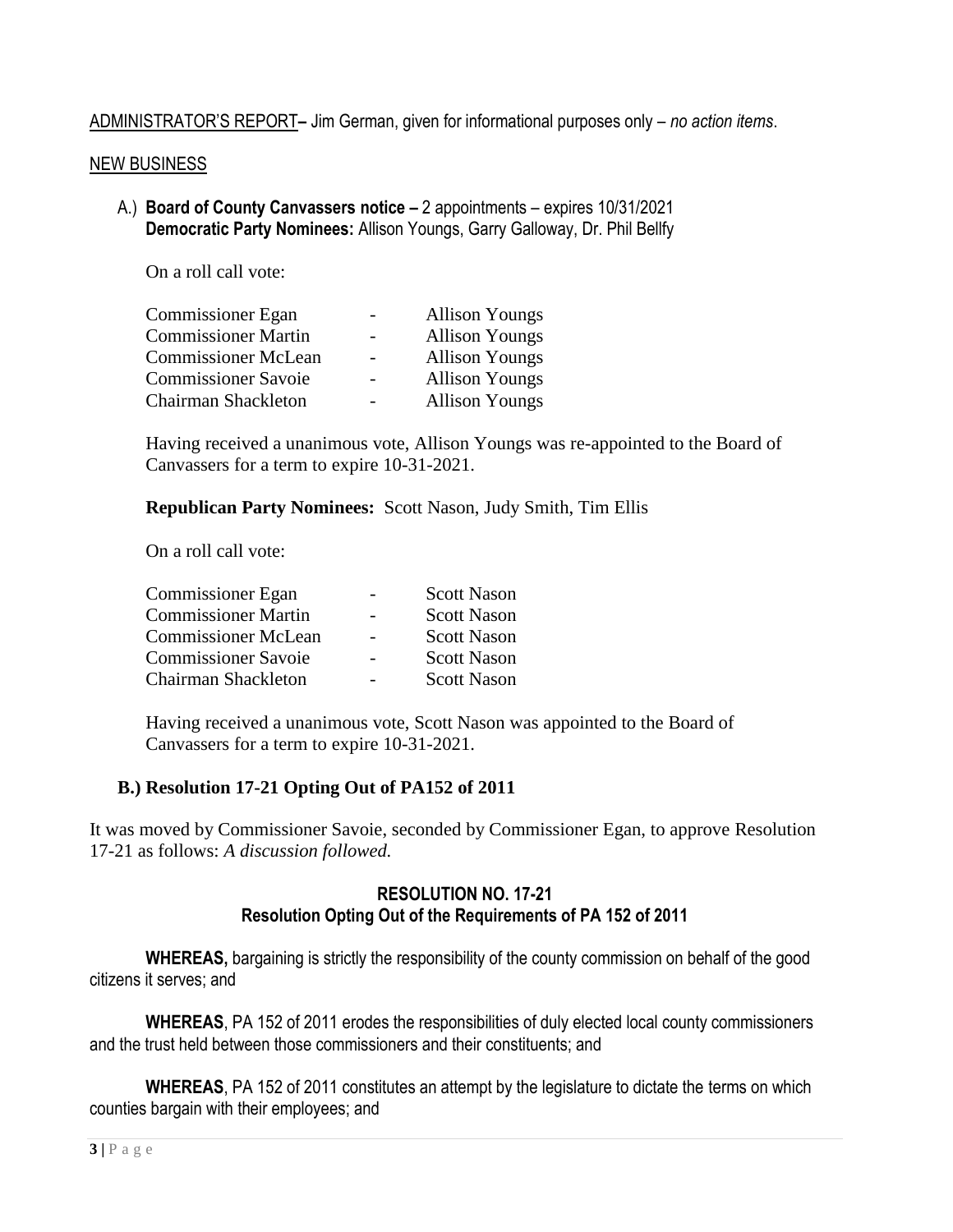ADMINISTRATOR'S REPORT– Jim German, given for informational purposes only – *no action items*.

NEW BUSINESS

A.) **Board of County Canvassers notice –** 2 appointments – expires 10/31/2021
**Democratic Party Nominees:** Allison Youngs, Garry Galloway, Dr. Phil Bellfy

On a roll call vote:

| | | |
|---|---|---|
| Commissioner Egan | - | Allison Youngs |
| Commissioner Martin | - | Allison Youngs |
| Commissioner McLean | - | Allison Youngs |
| Commissioner Savoie | - | Allison Youngs |
| Chairman Shackleton | - | Allison Youngs |

Having received a unanimous vote, Allison Youngs was re-appointed to the Board of Canvassers for a term to expire 10-31-2021.

**Republican Party Nominees:** Scott Nason, Judy Smith, Tim Ellis

On a roll call vote:

| | | |
|---|---|---|
| Commissioner Egan | - | Scott Nason |
| Commissioner Martin | - | Scott Nason |
| Commissioner McLean | - | Scott Nason |
| Commissioner Savoie | - | Scott Nason |
| Chairman Shackleton | - | Scott Nason |

Having received a unanimous vote, Scott Nason was appointed to the Board of Canvassers for a term to expire 10-31-2021.

**B.) Resolution 17-21 Opting Out of PA152 of 2011**

It was moved by Commissioner Savoie, seconded by Commissioner Egan, to approve Resolution 17-21 as follows: *A discussion followed.*

**RESOLUTION NO. 17-21**
**Resolution Opting Out of the Requirements of PA 152 of 2011**

**WHEREAS,** bargaining is strictly the responsibility of the county commission on behalf of the good citizens it serves; and

**WHEREAS**, PA 152 of 2011 erodes the responsibilities of duly elected local county commissioners and the trust held between those commissioners and their constituents; and

**WHEREAS**, PA 152 of 2011 constitutes an attempt by the legislature to dictate the terms on which counties bargain with their employees; and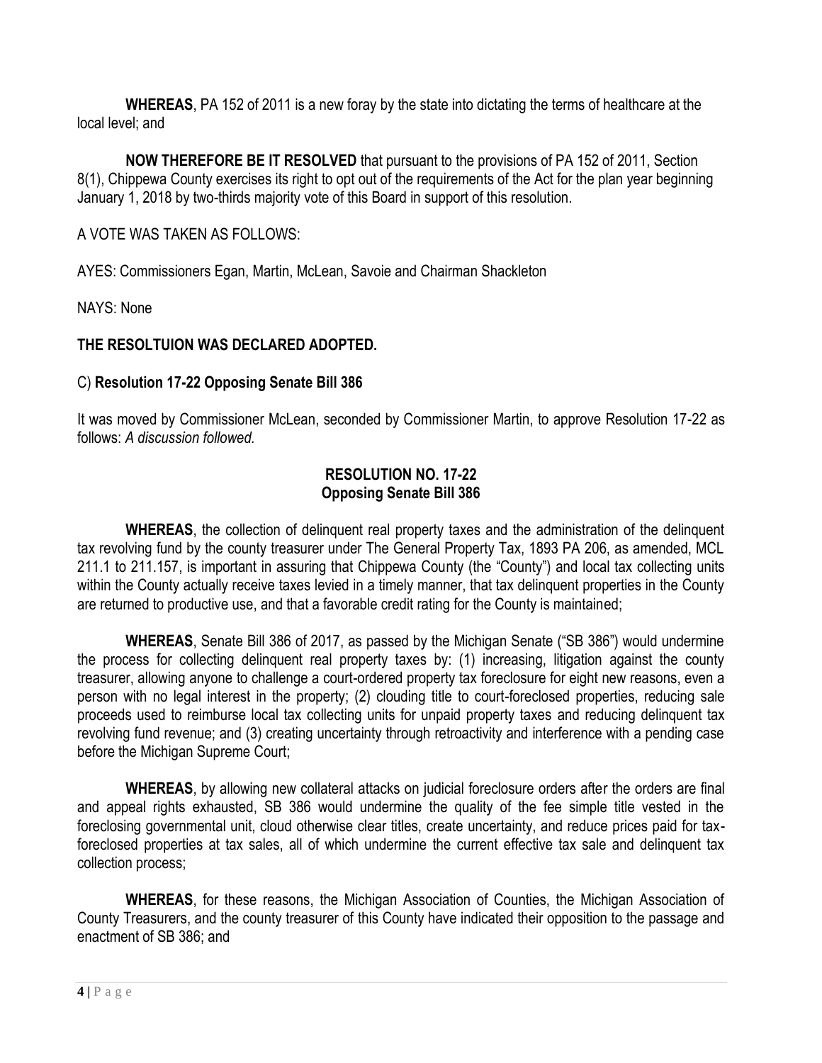**WHEREAS**, PA 152 of 2011 is a new foray by the state into dictating the terms of healthcare at the local level; and

**NOW THEREFORE BE IT RESOLVED** that pursuant to the provisions of PA 152 of 2011, Section 8(1), Chippewa County exercises its right to opt out of the requirements of the Act for the plan year beginning January 1, 2018 by two-thirds majority vote of this Board in support of this resolution.

A VOTE WAS TAKEN AS FOLLOWS:

AYES: Commissioners Egan, Martin, McLean, Savoie and Chairman Shackleton

NAYS: None

**THE RESOLTUION WAS DECLARED ADOPTED.**

C) **Resolution 17-22 Opposing Senate Bill 386**

It was moved by Commissioner McLean, seconded by Commissioner Martin, to approve Resolution 17-22 as follows: *A discussion followed.*

**RESOLUTION NO. 17-22**
**Opposing Senate Bill 386**

**WHEREAS**, the collection of delinquent real property taxes and the administration of the delinquent tax revolving fund by the county treasurer under The General Property Tax, 1893 PA 206, as amended, MCL 211.1 to 211.157, is important in assuring that Chippewa County (the "County") and local tax collecting units within the County actually receive taxes levied in a timely manner, that tax delinquent properties in the County are returned to productive use, and that a favorable credit rating for the County is maintained;

**WHEREAS**, Senate Bill 386 of 2017, as passed by the Michigan Senate ("SB 386") would undermine the process for collecting delinquent real property taxes by: (1) increasing, litigation against the county treasurer, allowing anyone to challenge a court-ordered property tax foreclosure for eight new reasons, even a person with no legal interest in the property; (2) clouding title to court-foreclosed properties, reducing sale proceeds used to reimburse local tax collecting units for unpaid property taxes and reducing delinquent tax revolving fund revenue; and (3) creating uncertainty through retroactivity and interference with a pending case before the Michigan Supreme Court;

**WHEREAS**, by allowing new collateral attacks on judicial foreclosure orders after the orders are final and appeal rights exhausted, SB 386 would undermine the quality of the fee simple title vested in the foreclosing governmental unit, cloud otherwise clear titles, create uncertainty, and reduce prices paid for tax-foreclosed properties at tax sales, all of which undermine the current effective tax sale and delinquent tax collection process;

**WHEREAS**, for these reasons, the Michigan Association of Counties, the Michigan Association of County Treasurers, and the county treasurer of this County have indicated their opposition to the passage and enactment of SB 386; and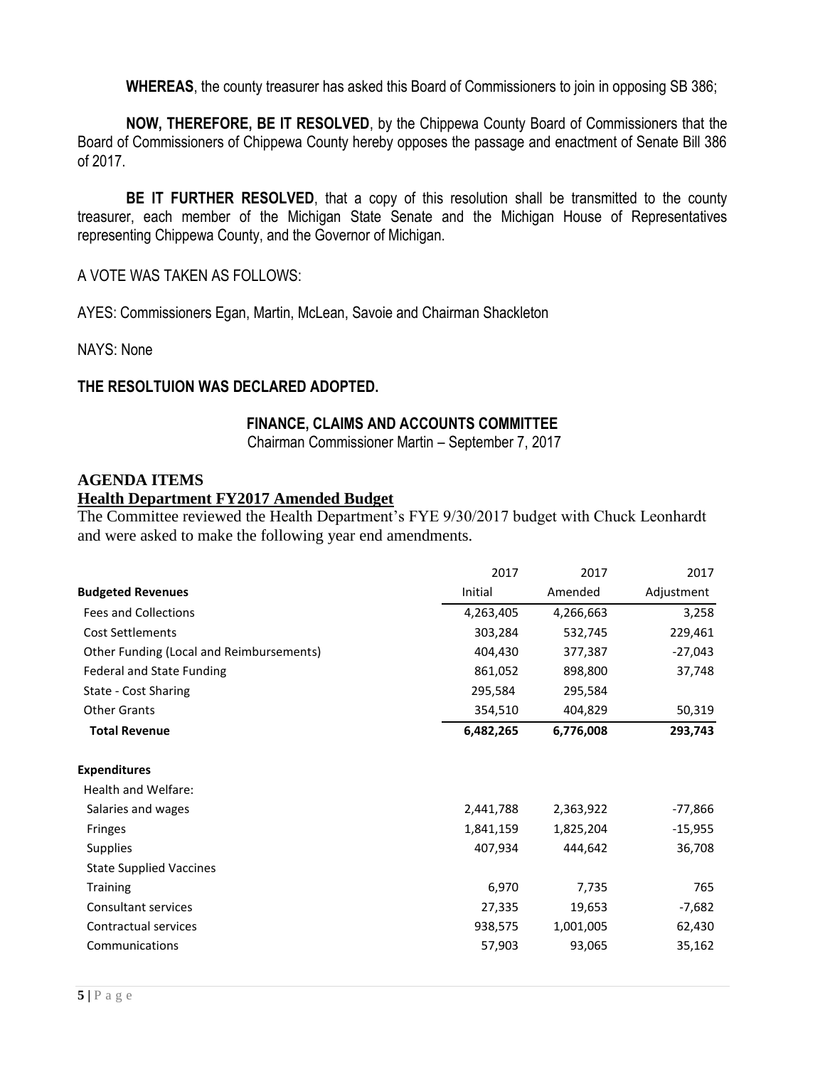**WHEREAS**, the county treasurer has asked this Board of Commissioners to join in opposing SB 386;

**NOW, THEREFORE, BE IT RESOLVED**, by the Chippewa County Board of Commissioners that the Board of Commissioners of Chippewa County hereby opposes the passage and enactment of Senate Bill 386 of 2017.

**BE IT FURTHER RESOLVED**, that a copy of this resolution shall be transmitted to the county treasurer, each member of the Michigan State Senate and the Michigan House of Representatives representing Chippewa County, and the Governor of Michigan.

A VOTE WAS TAKEN AS FOLLOWS:

AYES: Commissioners Egan, Martin, McLean, Savoie and Chairman Shackleton

NAYS: None

**THE RESOLTUION WAS DECLARED ADOPTED.**

## FINANCE, CLAIMS AND ACCOUNTS COMMITTEE

Chairman Commissioner Martin – September 7, 2017

### AGENDA ITEMS

### Health Department FY2017 Amended Budget

The Committee reviewed the Health Department's FYE 9/30/2017 budget with Chuck Leonhardt and were asked to make the following year end amendments.

| | 2017 Initial | 2017 Amended | 2017 Adjustment |
|---|---|---|---|
| **Budgeted Revenues** | | | |
| Fees and Collections | 4,263,405 | 4,266,663 | 3,258 |
| Cost Settlements | 303,284 | 532,745 | 229,461 |
| Other Funding (Local and Reimbursements) | 404,430 | 377,387 | -27,043 |
| Federal and State Funding | 861,052 | 898,800 | 37,748 |
| State - Cost Sharing | 295,584 | 295,584 | |
| Other Grants | 354,510 | 404,829 | 50,319 |
| **Total Revenue** | **6,482,265** | **6,776,008** | **293,743** |
| | | | |
| **Expenditures** | | | |
| Health and Welfare: | | | |
| Salaries and wages | 2,441,788 | 2,363,922 | -77,866 |
| Fringes | 1,841,159 | 1,825,204 | -15,955 |
| Supplies | 407,934 | 444,642 | 36,708 |
| State Supplied Vaccines | | | |
| Training | 6,970 | 7,735 | 765 |
| Consultant services | 27,335 | 19,653 | -7,682 |
| Contractual services | 938,575 | 1,001,005 | 62,430 |
| Communications | 57,903 | 93,065 | 35,162 |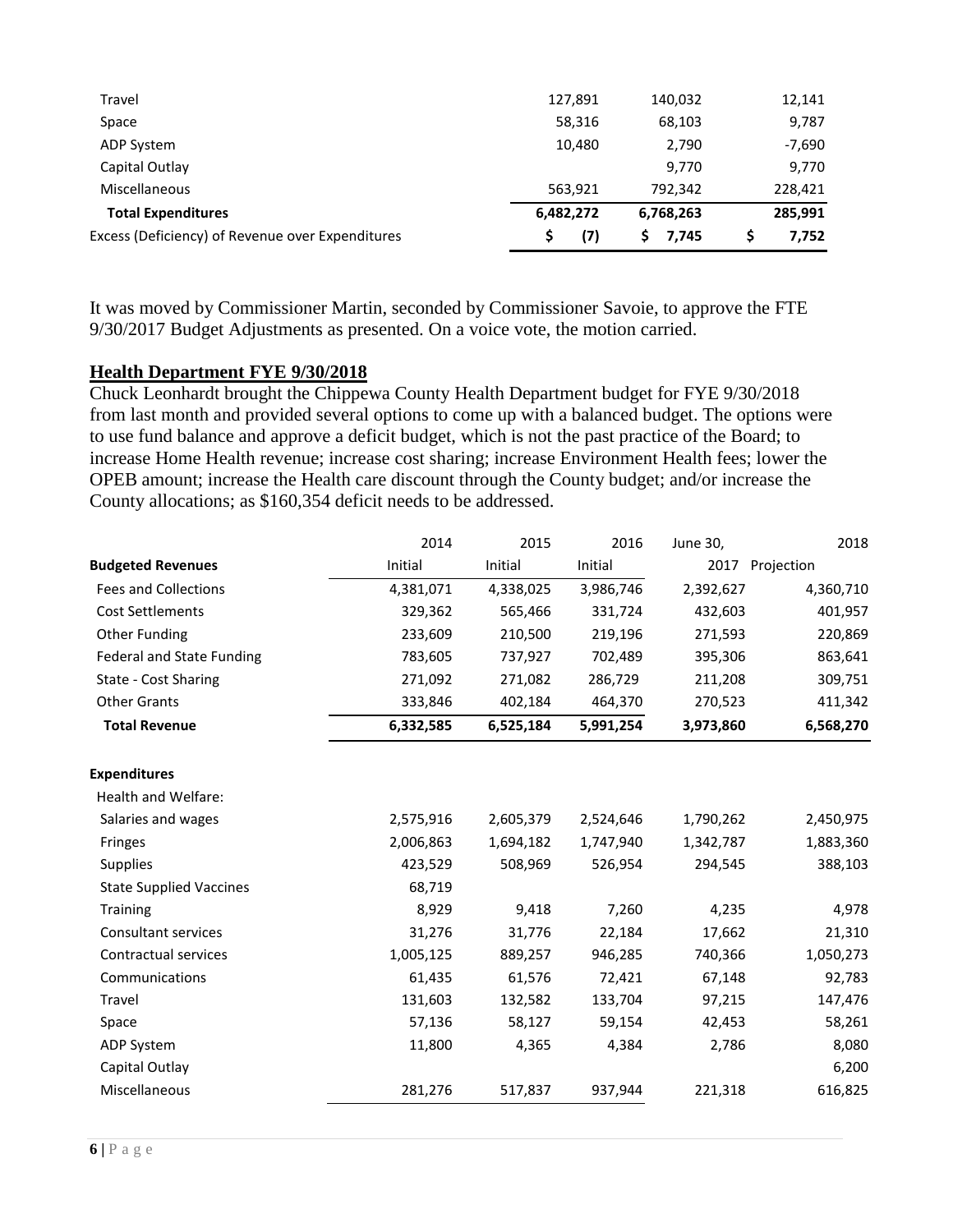| | | | |
|---|---|---|---|
| Travel | 127,891 | 140,032 | 12,141 |
| Space | 58,316 | 68,103 | 9,787 |
| ADP System | 10,480 | 2,790 | -7,690 |
| Capital Outlay | | 9,770 | 9,770 |
| Miscellaneous | 563,921 | 792,342 | 228,421 |
| **Total Expenditures** | **6,482,272** | **6,768,263** | **285,991** |
| Excess (Deficiency) of Revenue over Expenditures | **$ (7)** | **$ 7,745** | **$ 7,752** |

It was moved by Commissioner Martin, seconded by Commissioner Savoie, to approve the FTE 9/30/2017 Budget Adjustments as presented. On a voice vote, the motion carried.

**Health Department FYE 9/30/2018**

Chuck Leonhardt brought the Chippewa County Health Department budget for FYE 9/30/2018 from last month and provided several options to come up with a balanced budget. The options were to use fund balance and approve a deficit budget, which is not the past practice of the Board; to increase Home Health revenue; increase cost sharing; increase Environment Health fees; lower the OPEB amount; increase the Health care discount through the County budget; and/or increase the County allocations; as $160,354 deficit needs to be addressed.

| | 2014 Initial | 2015 Initial | 2016 Initial | June 30, 2017 | 2018 Projection |
|---|---|---|---|---|---|
| **Budgeted Revenues** | | | | | |
| Fees and Collections | 4,381,071 | 4,338,025 | 3,986,746 | 2,392,627 | 4,360,710 |
| Cost Settlements | 329,362 | 565,466 | 331,724 | 432,603 | 401,957 |
| Other Funding | 233,609 | 210,500 | 219,196 | 271,593 | 220,869 |
| Federal and State Funding | 783,605 | 737,927 | 702,489 | 395,306 | 863,641 |
| State - Cost Sharing | 271,092 | 271,082 | 286,729 | 211,208 | 309,751 |
| Other Grants | 333,846 | 402,184 | 464,370 | 270,523 | 411,342 |
| **Total Revenue** | **6,332,585** | **6,525,184** | **5,991,254** | **3,973,860** | **6,568,270** |
| | | | | | |
| **Expenditures** | | | | | |
| Health and Welfare: | | | | | |
| Salaries and wages | 2,575,916 | 2,605,379 | 2,524,646 | 1,790,262 | 2,450,975 |
| Fringes | 2,006,863 | 1,694,182 | 1,747,940 | 1,342,787 | 1,883,360 |
| Supplies | 423,529 | 508,969 | 526,954 | 294,545 | 388,103 |
| State Supplied Vaccines | 68,719 | | | | |
| Training | 8,929 | 9,418 | 7,260 | 4,235 | 4,978 |
| Consultant services | 31,276 | 31,776 | 22,184 | 17,662 | 21,310 |
| Contractual services | 1,005,125 | 889,257 | 946,285 | 740,366 | 1,050,273 |
| Communications | 61,435 | 61,576 | 72,421 | 67,148 | 92,783 |
| Travel | 131,603 | 132,582 | 133,704 | 97,215 | 147,476 |
| Space | 57,136 | 58,127 | 59,154 | 42,453 | 58,261 |
| ADP System | 11,800 | 4,365 | 4,384 | 2,786 | 8,080 |
| Capital Outlay | | | | | 6,200 |
| Miscellaneous | 281,276 | 517,837 | 937,944 | 221,318 | 616,825 |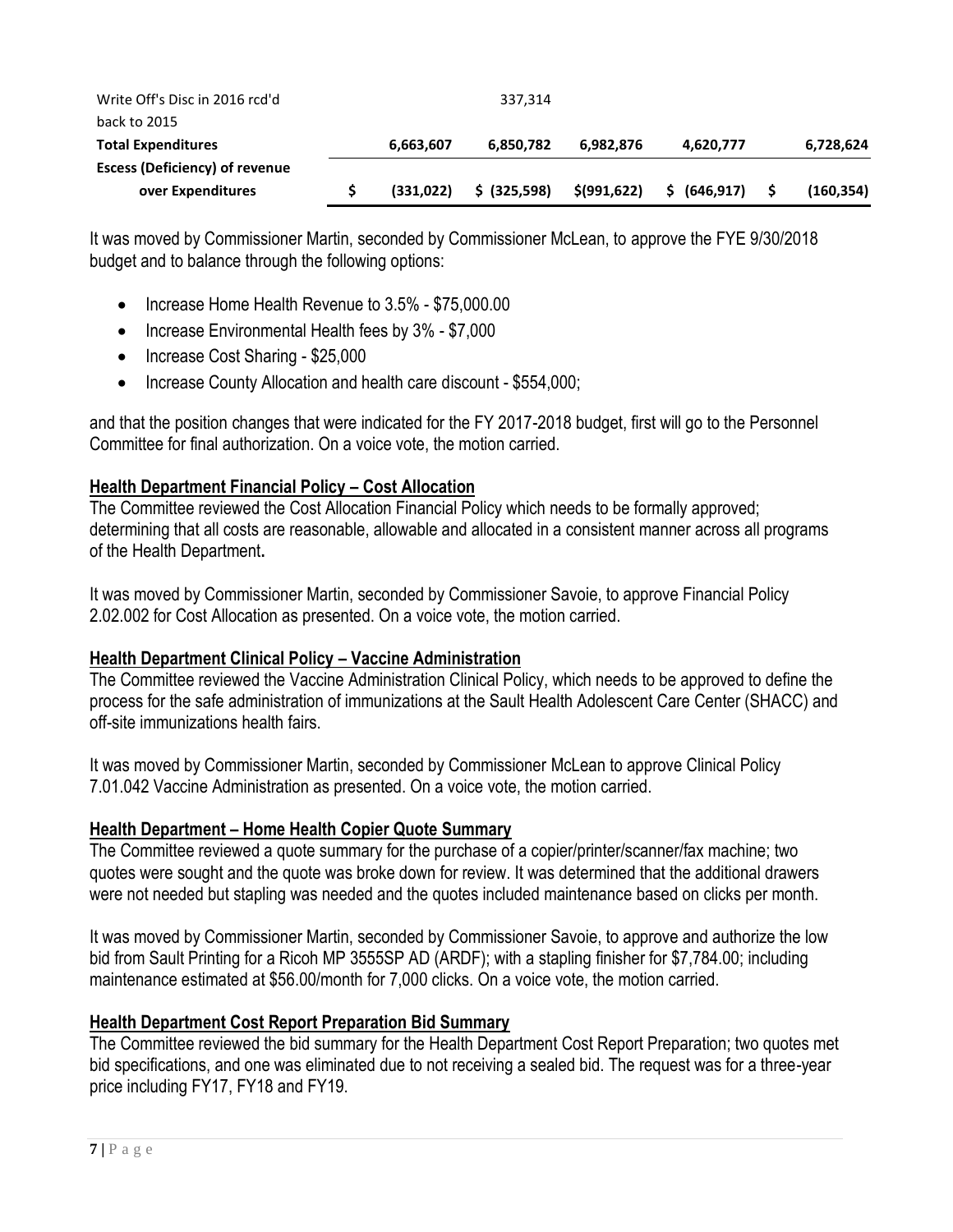| | | | | | |
|---|---|---|---|---|---|
| Write Off's Disc in 2016 rcd'd back to 2015 | | 337,314 | | | |
| **Total Expenditures** | **6,663,607** | **6,850,782** | **6,982,876** | **4,620,777** | **6,728,624** |
| **Escess (Deficiency) of revenue over Expenditures** | **$ (331,022)** | **$ (325,598)** | **$(991,622)** | **$ (646,917)** | **$ (160,354)** |

It was moved by Commissioner Martin, seconded by Commissioner McLean, to approve the FYE 9/30/2018 budget and to balance through the following options:

- Increase Home Health Revenue to 3.5% - $75,000.00
- Increase Environmental Health fees by 3% - $7,000
- Increase Cost Sharing - $25,000
- Increase County Allocation and health care discount - $554,000;

and that the position changes that were indicated for the FY 2017-2018 budget, first will go to the Personnel Committee for final authorization. On a voice vote, the motion carried.

**Health Department Financial Policy – Cost Allocation**

The Committee reviewed the Cost Allocation Financial Policy which needs to be formally approved; determining that all costs are reasonable, allowable and allocated in a consistent manner across all programs of the Health Department**.**

It was moved by Commissioner Martin, seconded by Commissioner Savoie, to approve Financial Policy 2.02.002 for Cost Allocation as presented. On a voice vote, the motion carried.

**Health Department Clinical Policy – Vaccine Administration**

The Committee reviewed the Vaccine Administration Clinical Policy, which needs to be approved to define the process for the safe administration of immunizations at the Sault Health Adolescent Care Center (SHACC) and off-site immunizations health fairs.

It was moved by Commissioner Martin, seconded by Commissioner McLean to approve Clinical Policy 7.01.042 Vaccine Administration as presented. On a voice vote, the motion carried.

**Health Department – Home Health Copier Quote Summary**

The Committee reviewed a quote summary for the purchase of a copier/printer/scanner/fax machine; two quotes were sought and the quote was broke down for review. It was determined that the additional drawers were not needed but stapling was needed and the quotes included maintenance based on clicks per month.

It was moved by Commissioner Martin, seconded by Commissioner Savoie, to approve and authorize the low bid from Sault Printing for a Ricoh MP 3555SP AD (ARDF); with a stapling finisher for $7,784.00; including maintenance estimated at $56.00/month for 7,000 clicks. On a voice vote, the motion carried.

**Health Department Cost Report Preparation Bid Summary**

The Committee reviewed the bid summary for the Health Department Cost Report Preparation; two quotes met bid specifications, and one was eliminated due to not receiving a sealed bid. The request was for a three-year price including FY17, FY18 and FY19.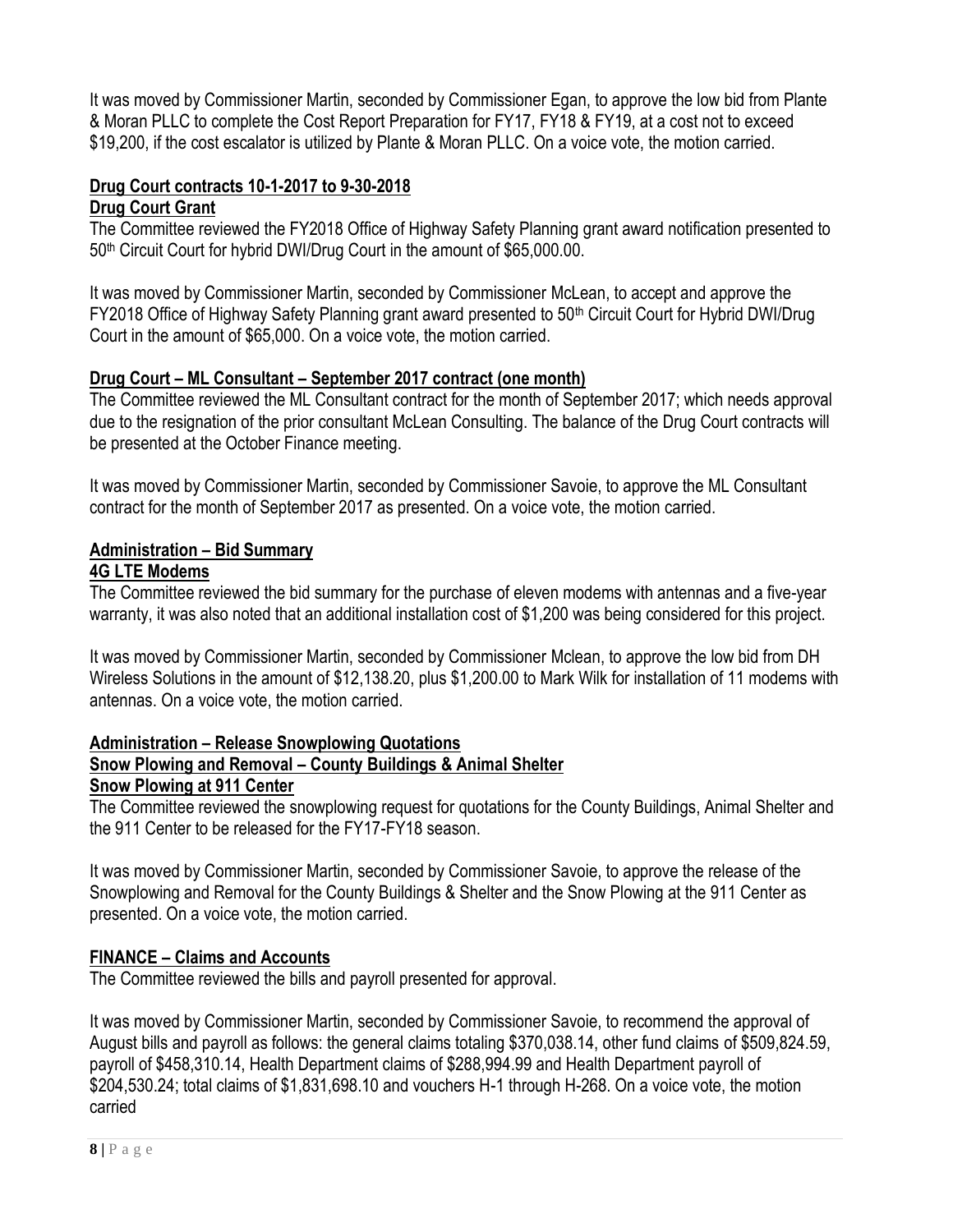It was moved by Commissioner Martin, seconded by Commissioner Egan, to approve the low bid from Plante & Moran PLLC to complete the Cost Report Preparation for FY17, FY18 & FY19, at a cost not to exceed $19,200, if the cost escalator is utilized by Plante & Moran PLLC. On a voice vote, the motion carried.

**Drug Court contracts 10-1-2017 to 9-30-2018**

**Drug Court Grant**

The Committee reviewed the FY2018 Office of Highway Safety Planning grant award notification presented to 50th Circuit Court for hybrid DWI/Drug Court in the amount of $65,000.00.

It was moved by Commissioner Martin, seconded by Commissioner McLean, to accept and approve the FY2018 Office of Highway Safety Planning grant award presented to 50th Circuit Court for Hybrid DWI/Drug Court in the amount of $65,000. On a voice vote, the motion carried.

**Drug Court – ML Consultant – September 2017 contract (one month)**

The Committee reviewed the ML Consultant contract for the month of September 2017; which needs approval due to the resignation of the prior consultant McLean Consulting. The balance of the Drug Court contracts will be presented at the October Finance meeting.

It was moved by Commissioner Martin, seconded by Commissioner Savoie, to approve the ML Consultant contract for the month of September 2017 as presented. On a voice vote, the motion carried.

**Administration – Bid Summary**

**4G LTE Modems**

The Committee reviewed the bid summary for the purchase of eleven modems with antennas and a five-year warranty, it was also noted that an additional installation cost of $1,200 was being considered for this project.

It was moved by Commissioner Martin, seconded by Commissioner Mclean, to approve the low bid from DH Wireless Solutions in the amount of $12,138.20, plus $1,200.00 to Mark Wilk for installation of 11 modems with antennas. On a voice vote, the motion carried.

**Administration – Release Snowplowing Quotations**

**Snow Plowing and Removal – County Buildings & Animal Shelter**

**Snow Plowing at 911 Center**

The Committee reviewed the snowplowing request for quotations for the County Buildings, Animal Shelter and the 911 Center to be released for the FY17-FY18 season.

It was moved by Commissioner Martin, seconded by Commissioner Savoie, to approve the release of the Snowplowing and Removal for the County Buildings & Shelter and the Snow Plowing at the 911 Center as presented. On a voice vote, the motion carried.

**FINANCE – Claims and Accounts**

The Committee reviewed the bills and payroll presented for approval.

It was moved by Commissioner Martin, seconded by Commissioner Savoie, to recommend the approval of August bills and payroll as follows: the general claims totaling $370,038.14, other fund claims of $509,824.59, payroll of $458,310.14, Health Department claims of $288,994.99 and Health Department payroll of $204,530.24; total claims of $1,831,698.10 and vouchers H-1 through H-268. On a voice vote, the motion carried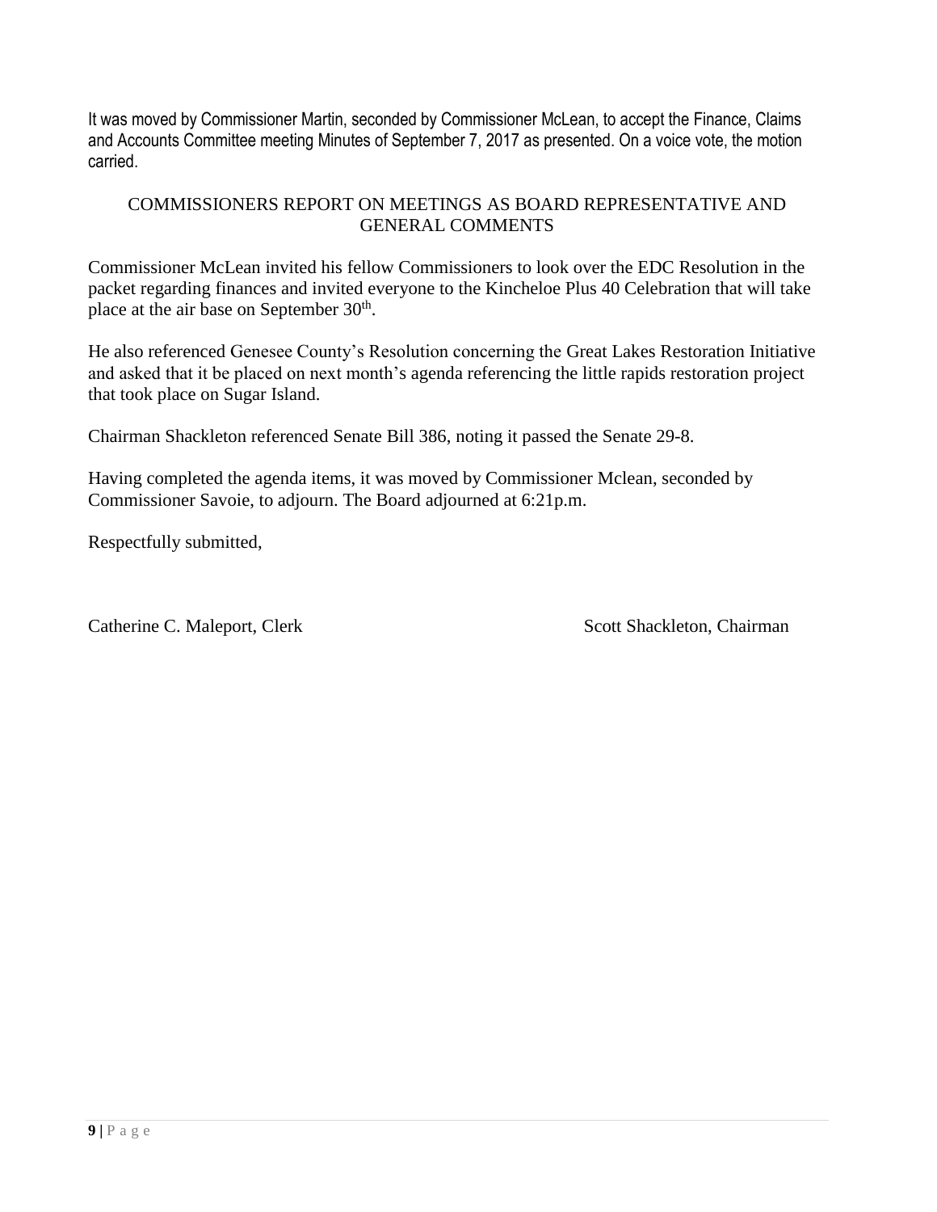It was moved by Commissioner Martin, seconded by Commissioner McLean, to accept the Finance, Claims and Accounts Committee meeting Minutes of September 7, 2017 as presented. On a voice vote, the motion carried.

## COMMISSIONERS REPORT ON MEETINGS AS BOARD REPRESENTATIVE AND GENERAL COMMENTS

Commissioner McLean invited his fellow Commissioners to look over the EDC Resolution in the packet regarding finances and invited everyone to the Kincheloe Plus 40 Celebration that will take place at the air base on September 30th.

He also referenced Genesee County's Resolution concerning the Great Lakes Restoration Initiative and asked that it be placed on next month's agenda referencing the little rapids restoration project that took place on Sugar Island.

Chairman Shackleton referenced Senate Bill 386, noting it passed the Senate 29-8.

Having completed the agenda items, it was moved by Commissioner Mclean, seconded by Commissioner Savoie, to adjourn. The Board adjourned at 6:21p.m.

Respectfully submitted,

Catherine C. Maleport, Clerk

Scott Shackleton, Chairman